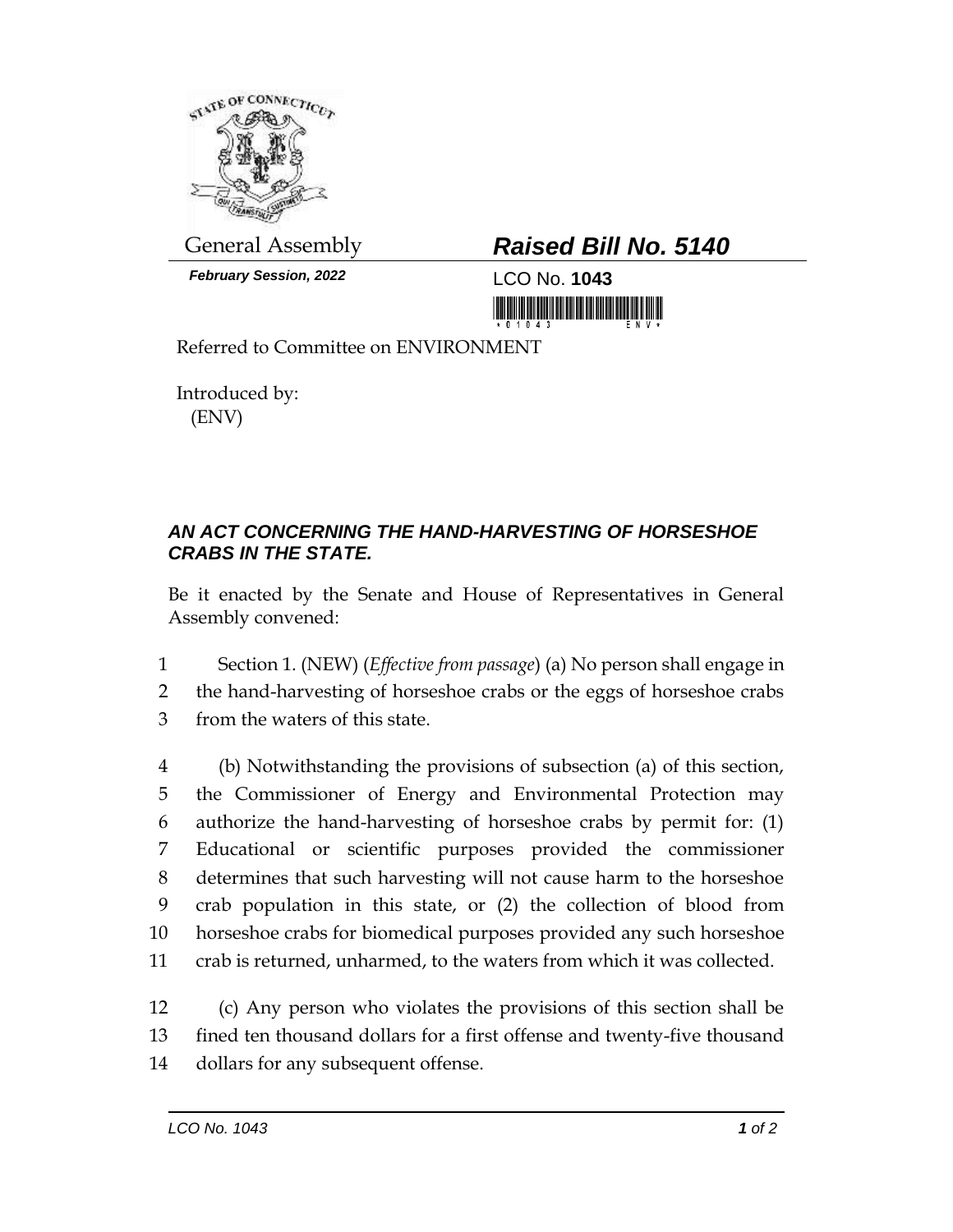General Assembly

***February Session, 2022***

## ***Raised Bill No. 5140***

LCO No. **1043**

Referred to Committee on ENVIRONMENT

Introduced by:
(ENV)

### ***AN ACT CONCERNING THE HAND-HARVESTING OF HORSESHOE CRABS IN THE STATE.***

Be it enacted by the Senate and House of Representatives in General Assembly convened:

1 Section 1. (NEW) (*Effective from passage*) (a) No person shall engage in
2 the hand-harvesting of horseshoe crabs or the eggs of horseshoe crabs
3 from the waters of this state.

4 (b) Notwithstanding the provisions of subsection (a) of this section,
5 the Commissioner of Energy and Environmental Protection may
6 authorize the hand-harvesting of horseshoe crabs by permit for: (1)
7 Educational or scientific purposes provided the commissioner
8 determines that such harvesting will not cause harm to the horseshoe
9 crab population in this state, or (2) the collection of blood from
10 horseshoe crabs for biomedical purposes provided any such horseshoe
11 crab is returned, unharmed, to the waters from which it was collected.

12 (c) Any person who violates the provisions of this section shall be
13 fined ten thousand dollars for a first offense and twenty-five thousand
14 dollars for any subsequent offense.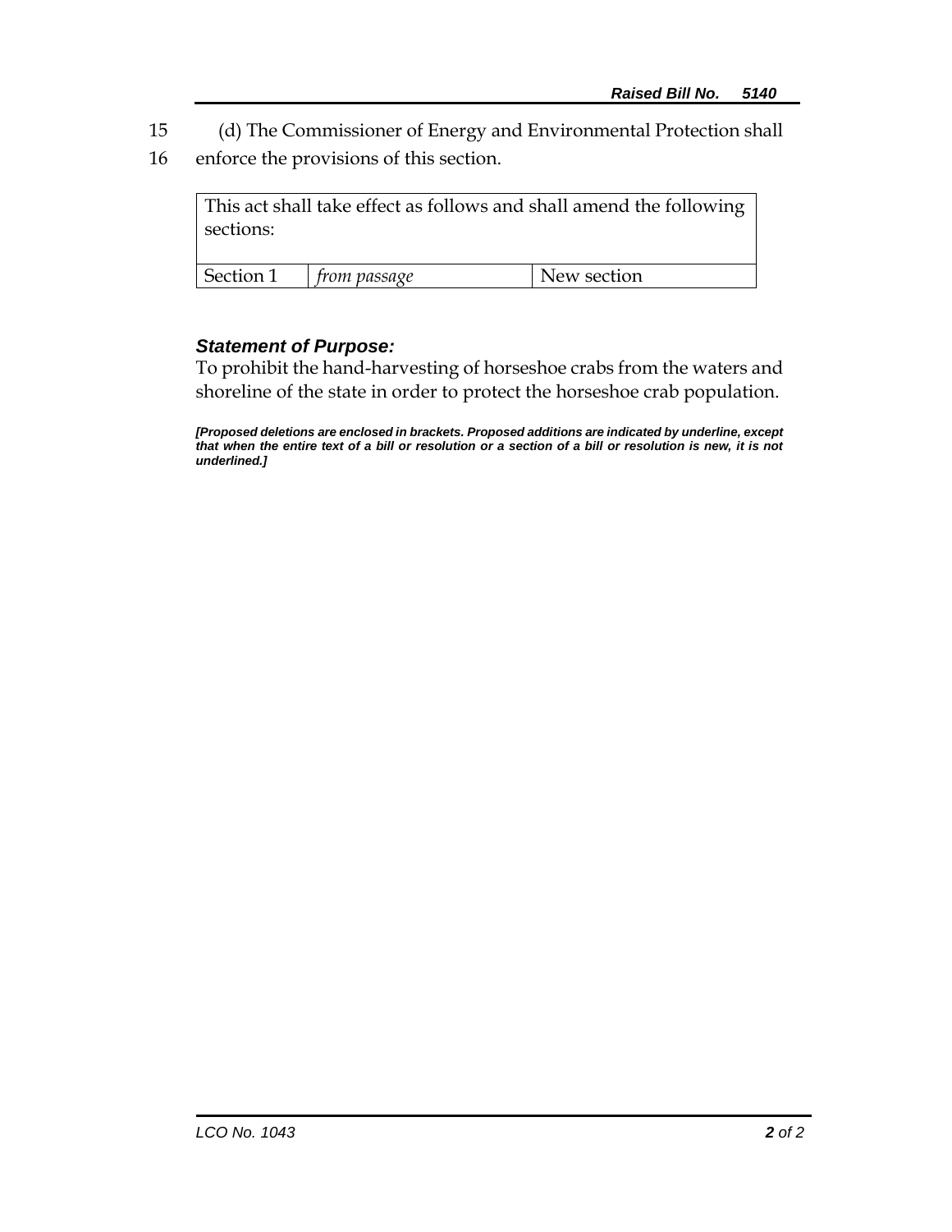15 (d) The Commissioner of Energy and Environmental Protection shall
16 enforce the provisions of this section.

| This act shall take effect as follows and shall amend the following sections: | | |
|---|---|---|
| Section 1 | *from passage* | New section |

### *Statement of Purpose:*

To prohibit the hand-harvesting of horseshoe crabs from the waters and shoreline of the state in order to protect the horseshoe crab population.

***[Proposed deletions are enclosed in brackets. Proposed additions are indicated by underline, except that when the entire text of a bill or resolution or a section of a bill or resolution is new, it is not underlined.]***